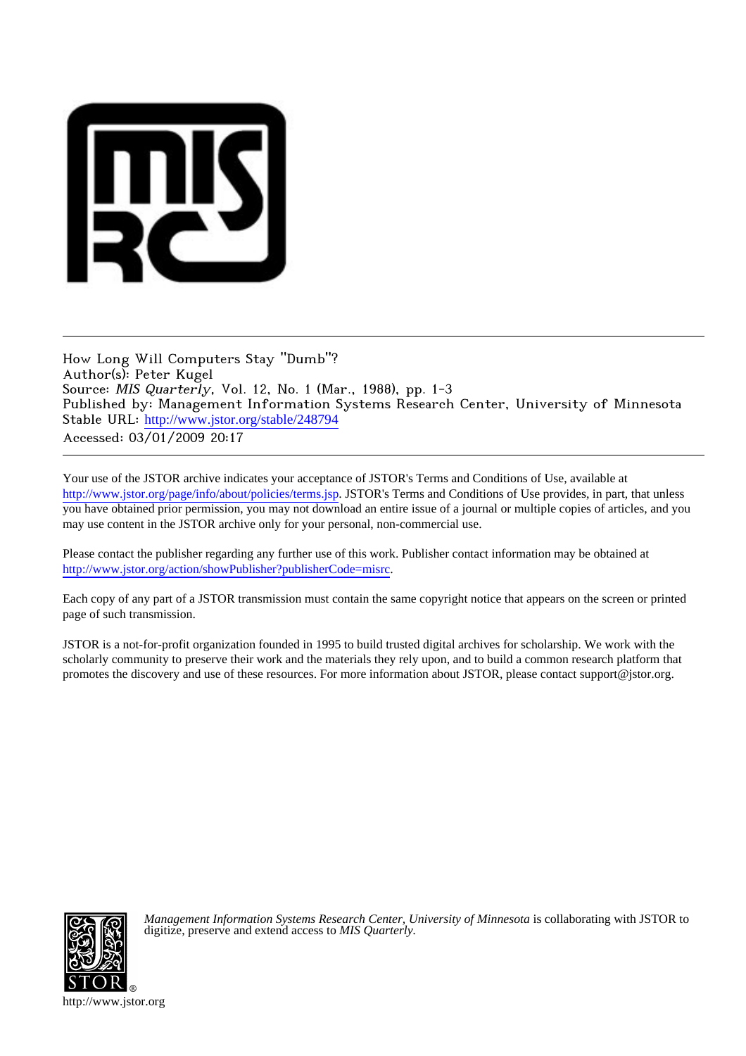How Long Will Computers Stay "Dumb"?
Author(s): Peter Kugel
Source: *MIS Quarterly*, Vol. 12, No. 1 (Mar., 1988), pp. 1-3
Published by: Management Information Systems Research Center, University of Minnesota
Stable URL: http://www.jstor.org/stable/248794
Accessed: 03/01/2009 20:17

---

Your use of the JSTOR archive indicates your acceptance of JSTOR's Terms and Conditions of Use, available at http://www.jstor.org/page/info/about/policies/terms.jsp. JSTOR's Terms and Conditions of Use provides, in part, that unless you have obtained prior permission, you may not download an entire issue of a journal or multiple copies of articles, and you may use content in the JSTOR archive only for your personal, non-commercial use.

Please contact the publisher regarding any further use of this work. Publisher contact information may be obtained at http://www.jstor.org/action/showPublisher?publisherCode=misrc.

Each copy of any part of a JSTOR transmission must contain the same copyright notice that appears on the screen or printed page of such transmission.

JSTOR is a not-for-profit organization founded in 1995 to build trusted digital archives for scholarship. We work with the scholarly community to preserve their work and the materials they rely upon, and to build a common research platform that promotes the discovery and use of these resources. For more information about JSTOR, please contact support@jstor.org.

*Management Information Systems Research Center, University of Minnesota* is collaborating with JSTOR to digitize, preserve and extend access to *MIS Quarterly*.

http://www.jstor.org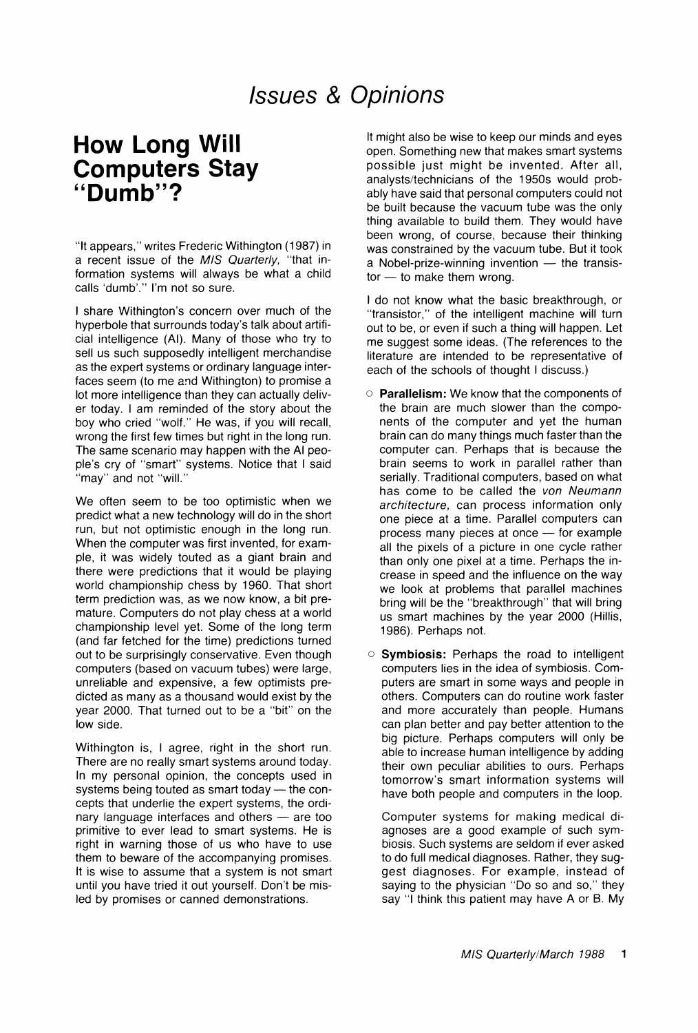# Issues & Opinions

## How Long Will Computers Stay "Dumb"?

"It appears," writes Frederic Withington (1987) in a recent issue of the *MIS Quarterly*, "that information systems will always be what a child calls 'dumb'." I'm not so sure.

I share Withington's concern over much of the hyperbole that surrounds today's talk about artificial intelligence (AI). Many of those who try to sell us such supposedly intelligent merchandise as the expert systems or ordinary language interfaces seem (to me and Withington) to promise a lot more intelligence than they can actually deliver today. I am reminded of the story about the boy who cried "wolf." He was, if you will recall, wrong the first few times but right in the long run. The same scenario may happen with the AI people's cry of "smart" systems. Notice that I said "may" and not "will."

We often seem to be too optimistic when we predict what a new technology will do in the short run, but not optimistic enough in the long run. When the computer was first invented, for example, it was widely touted as a giant brain and there were predictions that it would be playing world championship chess by 1960. That short term prediction was, as we now know, a bit premature. Computers do not play chess at a world championship level yet. Some of the long term (and far fetched for the time) predictions turned out to be surprisingly conservative. Even though computers (based on vacuum tubes) were large, unreliable and expensive, a few optimists predicted as many as a thousand would exist by the year 2000. That turned out to be a "bit" on the low side.

Withington is, I agree, right in the short run. There are no really smart systems around today. In my personal opinion, the concepts used in systems being touted as smart today — the concepts that underlie the expert systems, the ordinary language interfaces and others — are too primitive to ever lead to smart systems. He is right in warning those of us who have to use them to beware of the accompanying promises. It is wise to assume that a system is not smart until you have tried it out yourself. Don't be misled by promises or canned demonstrations.

It might also be wise to keep our minds and eyes open. Something new that makes smart systems possible just might be invented. After all, analysts/technicians of the 1950s would probably have said that personal computers could not be built because the vacuum tube was the only thing available to build them. They would have been wrong, of course, because their thinking was constrained by the vacuum tube. But it took a Nobel-prize-winning invention — the transistor — to make them wrong.

I do not know what the basic breakthrough, or "transistor," of the intelligent machine will turn out to be, or even if such a thing will happen. Let me suggest some ideas. (The references to the literature are intended to be representative of each of the schools of thought I discuss.)

- **Parallelism:** We know that the components of the brain are much slower than the components of the computer and yet the human brain can do many things much faster than the computer can. Perhaps that is because the brain seems to work in parallel rather than serially. Traditional computers, based on what has come to be called the *von Neumann architecture*, can process information only one piece at a time. Parallel computers can process many pieces at once — for example all the pixels of a picture in one cycle rather than only one pixel at a time. Perhaps the increase in speed and the influence on the way we look at problems that parallel machines bring will be the "breakthrough" that will bring us smart machines by the year 2000 (Hillis, 1986). Perhaps not.

- **Symbiosis:** Perhaps the road to intelligent computers lies in the idea of symbiosis. Computers are smart in some ways and people in others. Computers can do routine work faster and more accurately than people. Humans can plan better and pay better attention to the big picture. Perhaps computers will only be able to increase human intelligence by adding their own peculiar abilities to ours. Perhaps tomorrow's smart information systems will have both people and computers in the loop.

  Computer systems for making medical diagnoses are a good example of such symbiosis. Such systems are seldom if ever asked to do full medical diagnoses. Rather, they suggest diagnoses. For example, instead of saying to the physician "Do so and so," they say "I think this patient may have A or B. My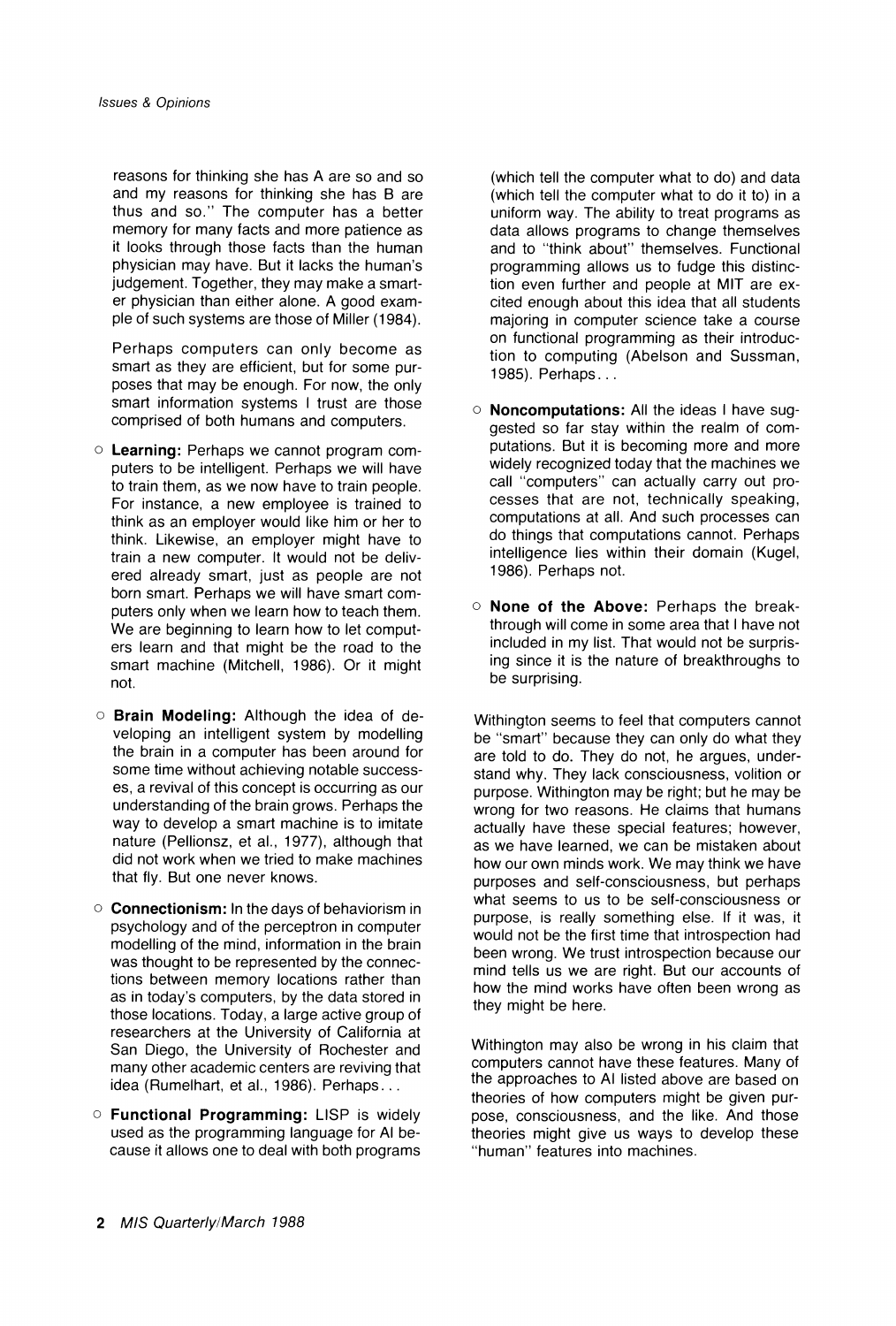reasons for thinking she has A are so and so and my reasons for thinking she has B are thus and so." The computer has a better memory for many facts and more patience as it looks through those facts than the human physician may have. But it lacks the human's judgement. Together, they may make a smarter physician than either alone. A good example of such systems are those of Miller (1984).

Perhaps computers can only become as smart as they are efficient, but for some purposes that may be enough. For now, the only smart information systems I trust are those comprised of both humans and computers.

- **Learning:** Perhaps we cannot program computers to be intelligent. Perhaps we will have to train them, as we now have to train people. For instance, a new employee is trained to think as an employer would like him or her to think. Likewise, an employer might have to train a new computer. It would not be delivered already smart, just as people are not born smart. Perhaps we will have smart computers only when we learn how to teach them. We are beginning to learn how to let computers learn and that might be the road to the smart machine (Mitchell, 1986). Or it might not.

- **Brain Modeling:** Although the idea of developing an intelligent system by modelling the brain in a computer has been around for some time without achieving notable successes, a revival of this concept is occurring as our understanding of the brain grows. Perhaps the way to develop a smart machine is to imitate nature (Pellionsz, et al., 1977), although that did not work when we tried to make machines that fly. But one never knows.

- **Connectionism:** In the days of behaviorism in psychology and of the perceptron in computer modelling of the mind, information in the brain was thought to be represented by the connections between memory locations rather than as in today's computers, by the data stored in those locations. Today, a large active group of researchers at the University of California at San Diego, the University of Rochester and many other academic centers are reviving that idea (Rumelhart, et al., 1986). Perhaps...

- **Functional Programming:** LISP is widely used as the programming language for AI because it allows one to deal with both programs (which tell the computer what to do) and data (which tell the computer what to do it to) in a uniform way. The ability to treat programs as data allows programs to change themselves and to "think about" themselves. Functional programming allows us to fudge this distinction even further and people at MIT are excited enough about this idea that all students majoring in computer science take a course on functional programming as their introduction to computing (Abelson and Sussman, 1985). Perhaps...

- **Noncomputations:** All the ideas I have suggested so far stay within the realm of computations. But it is becoming more and more widely recognized today that the machines we call "computers" can actually carry out processes that are not, technically speaking, computations at all. And such processes can do things that computations cannot. Perhaps intelligence lies within their domain (Kugel, 1986). Perhaps not.

- **None of the Above:** Perhaps the breakthrough will come in some area that I have not included in my list. That would not be surprising since it is the nature of breakthroughs to be surprising.

Withington seems to feel that computers cannot be "smart" because they can only do what they are told to do. They do not, he argues, understand why. They lack consciousness, volition or purpose. Withington may be right; but he may be wrong for two reasons. He claims that humans actually have these special features; however, as we have learned, we can be mistaken about how our own minds work. We may think we have purposes and self-consciousness, but perhaps what seems to us to be self-consciousness or purpose, is really something else. If it was, it would not be the first time that introspection had been wrong. We trust introspection because our mind tells us we are right. But our accounts of how the mind works have often been wrong as they might be here.

Withington may also be wrong in his claim that computers cannot have these features. Many of the approaches to AI listed above are based on theories of how computers might be given purpose, consciousness, and the like. And those theories might give us ways to develop these "human" features into machines.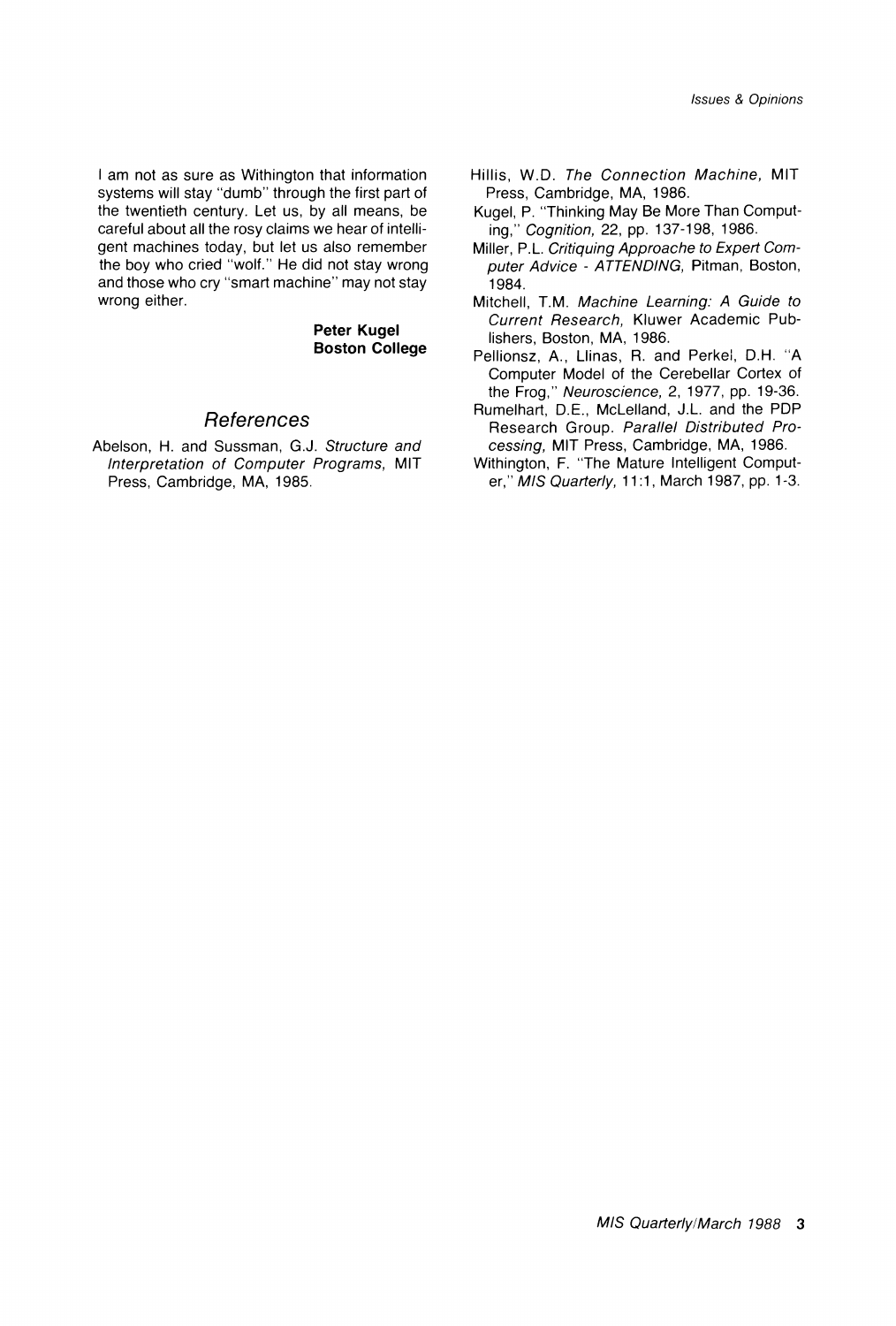I am not as sure as Withington that information systems will stay "dumb" through the first part of the twentieth century. Let us, by all means, be careful about all the rosy claims we hear of intelligent machines today, but let us also remember the boy who cried "wolf." He did not stay wrong and those who cry "smart machine" may not stay wrong either.

**Peter Kugel**
**Boston College**

## *References*

Abelson, H. and Sussman, G.J. *Structure and Interpretation of Computer Programs,* MIT Press, Cambridge, MA, 1985.

Hillis, W.D. *The Connection Machine,* MIT Press, Cambridge, MA, 1986.

Kugel, P. "Thinking May Be More Than Computing," *Cognition,* 22, pp. 137-198, 1986.

Miller, P.L. *Critiquing Approache to Expert Computer Advice - ATTENDING,* Pitman, Boston, 1984.

Mitchell, T.M. *Machine Learning: A Guide to Current Research,* Kluwer Academic Publishers, Boston, MA, 1986.

Pellionsz, A., Llinas, R. and Perkel, D.H. "A Computer Model of the Cerebellar Cortex of the Frog," *Neuroscience,* 2, 1977, pp. 19-36.

Rumelhart, D.E., McLelland, J.L. and the PDP Research Group. *Parallel Distributed Processing,* MIT Press, Cambridge, MA, 1986.

Withington, F. "The Mature Intelligent Computer," *MIS Quarterly,* 11:1, March 1987, pp. 1-3.